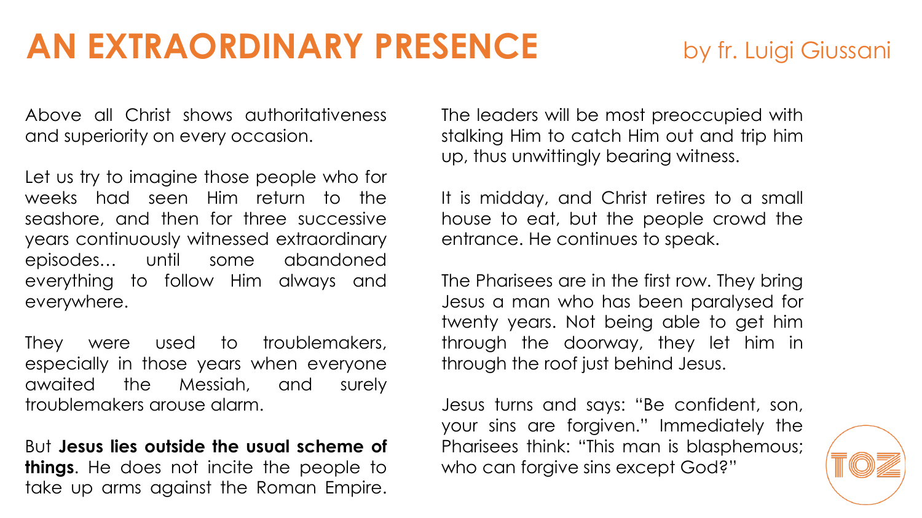# AN EXTRAORDINARY PRESENCE

by fr. Luigi Giussani

Above all Christ shows authoritativeness and superiority on every occasion.

Let us try to imagine those people who for weeks had seen Him return to the seashore, and then for three successive years continuously witnessed extraordinary episodes… until some abandoned everything to follow Him always and everywhere.

They were used to troublemakers, especially in those years when everyone awaited the Messiah, and surely troublemakers arouse alarm.

But **Jesus lies outside the usual scheme of things**. He does not incite the people to take up arms against the Roman Empire.

The leaders will be most preoccupied with stalking Him to catch Him out and trip him up, thus unwittingly bearing witness.

It is midday, and Christ retires to a small house to eat, but the people crowd the entrance. He continues to speak.

The Pharisees are in the first row. They bring Jesus a man who has been paralysed for twenty years. Not being able to get him through the doorway, they let him in through the roof just behind Jesus.

Jesus turns and says: "Be confident, son, your sins are forgiven." Immediately the Pharisees think: "This man is blasphemous; who can forgive sins except God?"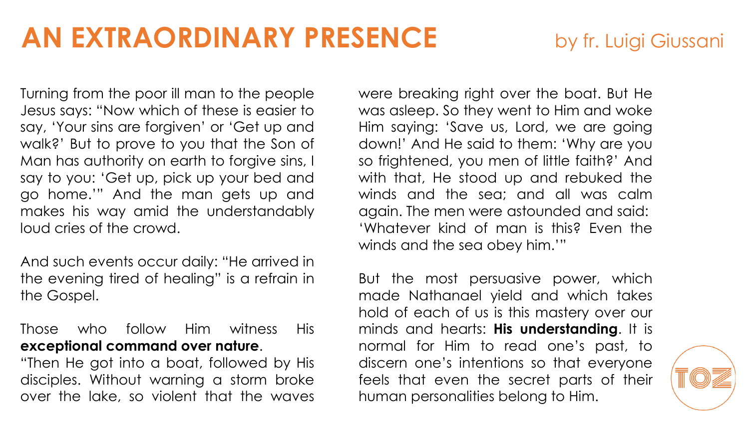# AN EXTRAORDINARY PRESENCE

by fr. Luigi Giussani

Turning from the poor ill man to the people Jesus says: "Now which of these is easier to say, 'Your sins are forgiven' or 'Get up and walk?' But to prove to you that the Son of Man has authority on earth to forgive sins, I say to you: 'Get up, pick up your bed and go home.'" And the man gets up and makes his way amid the understandably loud cries of the crowd.

And such events occur daily: "He arrived in the evening tired of healing" is a refrain in the Gospel.

Those who follow Him witness His **exceptional command over nature**.
"Then He got into a boat, followed by His disciples. Without warning a storm broke over the lake, so violent that the waves were breaking right over the boat. But He was asleep. So they went to Him and woke Him saying: 'Save us, Lord, we are going down!' And He said to them: 'Why are you so frightened, you men of little faith?' And with that, He stood up and rebuked the winds and the sea; and all was calm again. The men were astounded and said: 'Whatever kind of man is this? Even the winds and the sea obey him.'"

But the most persuasive power, which made Nathanael yield and which takes hold of each of us is this mastery over our minds and hearts: **His understanding**. It is normal for Him to read one's past, to discern one's intentions so that everyone feels that even the secret parts of their human personalities belong to Him.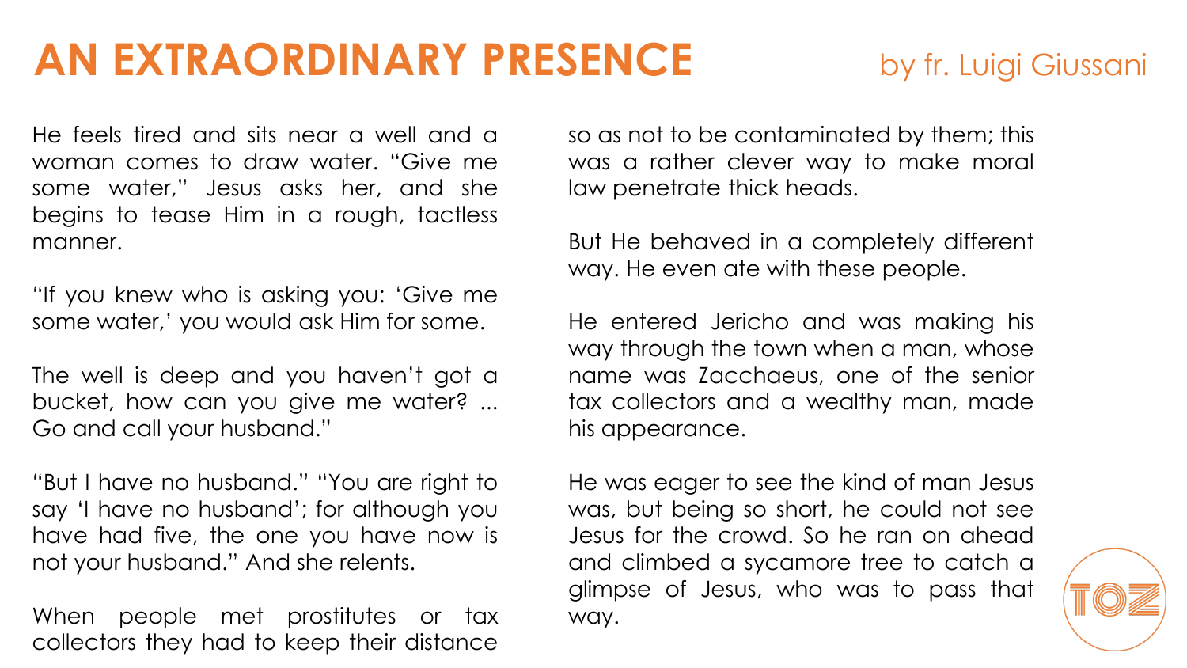# AN EXTRAORDINARY PRESENCE

by fr. Luigi Giussani

He feels tired and sits near a well and a woman comes to draw water. "Give me some water," Jesus asks her, and she begins to tease Him in a rough, tactless manner.

"If you knew who is asking you: 'Give me some water,' you would ask Him for some.

The well is deep and you haven't got a bucket, how can you give me water? ... Go and call your husband."

"But I have no husband." "You are right to say 'I have no husband'; for although you have had five, the one you have now is not your husband." And she relents.

When people met prostitutes or tax collectors they had to keep their distance so as not to be contaminated by them; this was a rather clever way to make moral law penetrate thick heads.

But He behaved in a completely different way. He even ate with these people.

He entered Jericho and was making his way through the town when a man, whose name was Zacchaeus, one of the senior tax collectors and a wealthy man, made his appearance.

He was eager to see the kind of man Jesus was, but being so short, he could not see Jesus for the crowd. So he ran on ahead and climbed a sycamore tree to catch a glimpse of Jesus, who was to pass that way.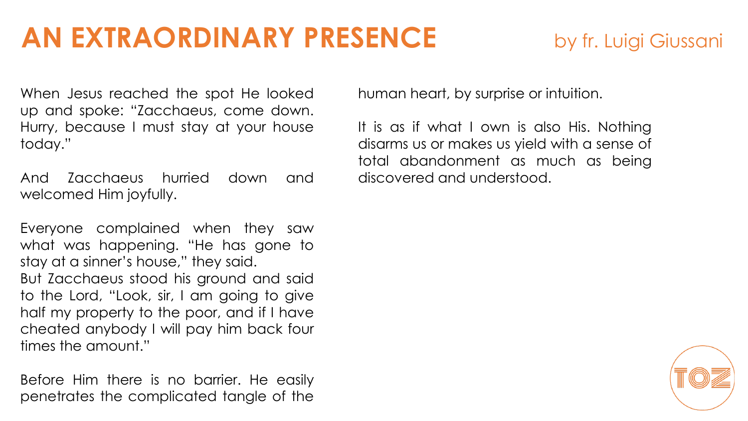# AN EXTRAORDINARY PRESENCE

by fr. Luigi Giussani

When Jesus reached the spot He looked up and spoke: "Zacchaeus, come down. Hurry, because I must stay at your house today."

And Zacchaeus hurried down and welcomed Him joyfully.

Everyone complained when they saw what was happening. "He has gone to stay at a sinner's house," they said.
But Zacchaeus stood his ground and said to the Lord, "Look, sir, I am going to give half my property to the poor, and if I have cheated anybody I will pay him back four times the amount."

Before Him there is no barrier. He easily penetrates the complicated tangle of the human heart, by surprise or intuition.

It is as if what I own is also His. Nothing disarms us or makes us yield with a sense of total abandonment as much as being discovered and understood.